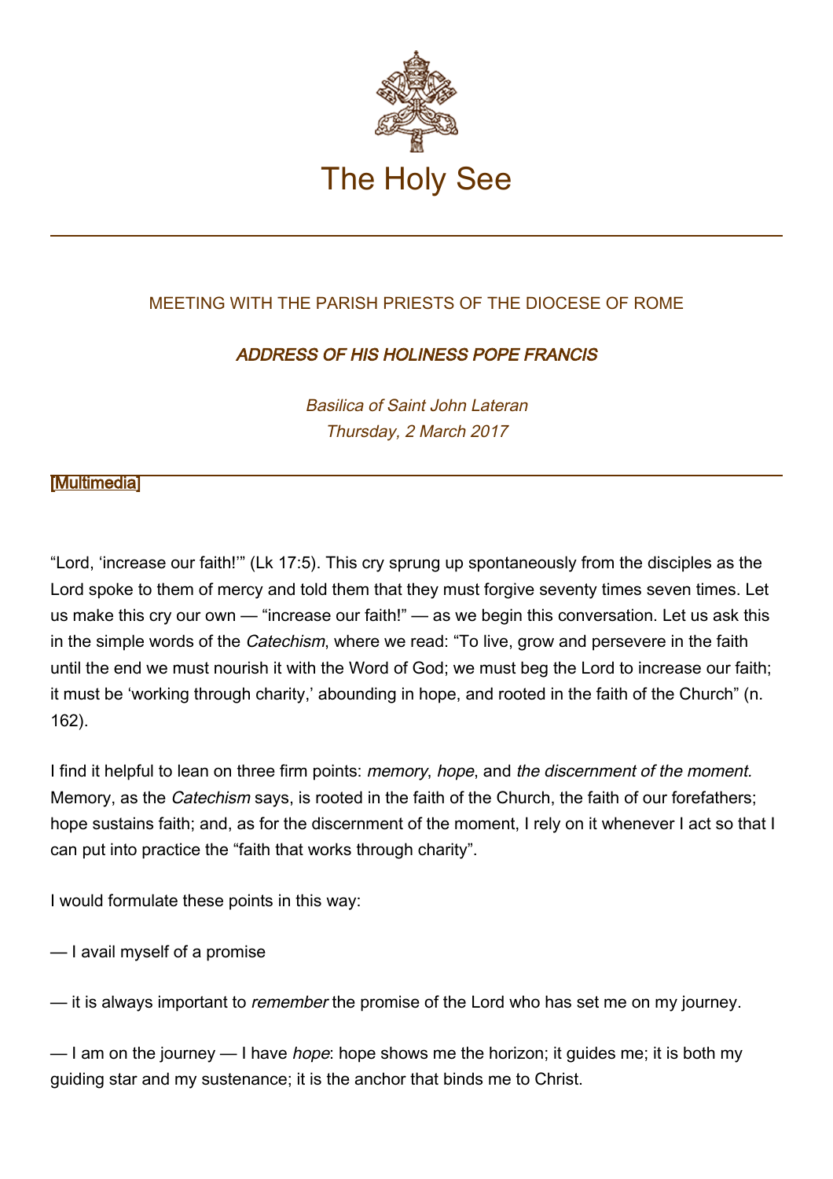# The Holy See

MEETING WITH THE PARISH PRIESTS OF THE DIOCESE OF ROME

## *ADDRESS OF HIS HOLINESS POPE FRANCIS*

*Basilica of Saint John Lateran*
*Thursday, 2 March 2017*

[Multimedia]

---

“Lord, ‘increase our faith!’” (Lk 17:5). This cry sprung up spontaneously from the disciples as the Lord spoke to them of mercy and told them that they must forgive seventy times seven times. Let us make this cry our own — “increase our faith!” — as we begin this conversation. Let us ask this in the simple words of the *Catechism*, where we read: “To live, grow and persevere in the faith until the end we must nourish it with the Word of God; we must beg the Lord to increase our faith; it must be ‘working through charity,’ abounding in hope, and rooted in the faith of the Church” (n. 162).

I find it helpful to lean on three firm points: *memory*, *hope*, and *the discernment of the moment.* Memory, as the *Catechism* says, is rooted in the faith of the Church, the faith of our forefathers; hope sustains faith; and, as for the discernment of the moment, I rely on it whenever I act so that I can put into practice the “faith that works through charity”.

I would formulate these points in this way:

— I avail myself of a promise

— it is always important to *remember* the promise of the Lord who has set me on my journey.

— I am on the journey — I have *hope*: hope shows me the horizon; it guides me; it is both my guiding star and my sustenance; it is the anchor that binds me to Christ.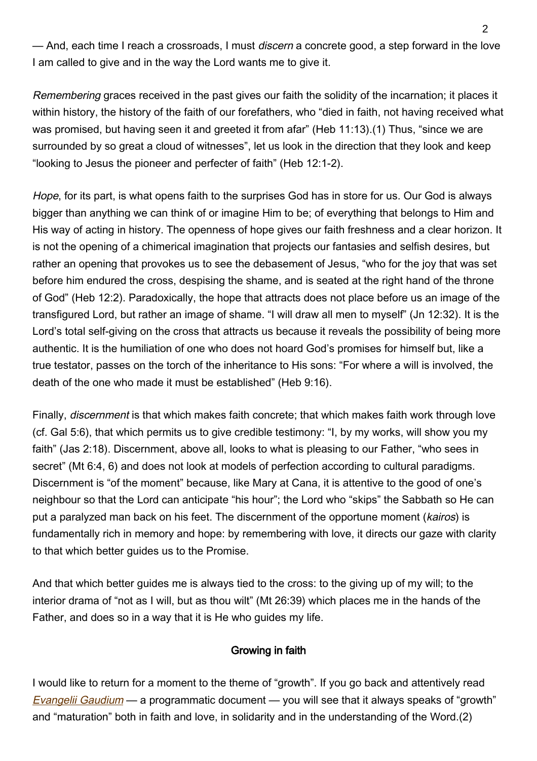— And, each time I reach a crossroads, I must *discern* a concrete good, a step forward in the love I am called to give and in the way the Lord wants me to give it.

*Remembering* graces received in the past gives our faith the solidity of the incarnation; it places it within history, the history of the faith of our forefathers, who "died in faith, not having received what was promised, but having seen it and greeted it from afar" (Heb 11:13).(1) Thus, "since we are surrounded by so great a cloud of witnesses", let us look in the direction that they look and keep "looking to Jesus the pioneer and perfecter of faith" (Heb 12:1-2).

*Hope*, for its part, is what opens faith to the surprises God has in store for us. Our God is always bigger than anything we can think of or imagine Him to be; of everything that belongs to Him and His way of acting in history. The openness of hope gives our faith freshness and a clear horizon. It is not the opening of a chimerical imagination that projects our fantasies and selfish desires, but rather an opening that provokes us to see the debasement of Jesus, "who for the joy that was set before him endured the cross, despising the shame, and is seated at the right hand of the throne of God" (Heb 12:2). Paradoxically, the hope that attracts does not place before us an image of the transfigured Lord, but rather an image of shame. "I will draw all men to myself" (Jn 12:32). It is the Lord's total self-giving on the cross that attracts us because it reveals the possibility of being more authentic. It is the humiliation of one who does not hoard God's promises for himself but, like a true testator, passes on the torch of the inheritance to His sons: "For where a will is involved, the death of the one who made it must be established" (Heb 9:16).

Finally, *discernment* is that which makes faith concrete; that which makes faith work through love (cf. Gal 5:6), that which permits us to give credible testimony: "I, by my works, will show you my faith" (Jas 2:18). Discernment, above all, looks to what is pleasing to our Father, "who sees in secret" (Mt 6:4, 6) and does not look at models of perfection according to cultural paradigms. Discernment is "of the moment" because, like Mary at Cana, it is attentive to the good of one's neighbour so that the Lord can anticipate "his hour"; the Lord who "skips" the Sabbath so He can put a paralyzed man back on his feet. The discernment of the opportune moment (*kairos*) is fundamentally rich in memory and hope: by remembering with love, it directs our gaze with clarity to that which better guides us to the Promise.

And that which better guides me is always tied to the cross: to the giving up of my will; to the interior drama of "not as I will, but as thou wilt" (Mt 26:39) which places me in the hands of the Father, and does so in a way that it is He who guides my life.

## Growing in faith

I would like to return for a moment to the theme of "growth". If you go back and attentively read *Evangelii Gaudium* — a programmatic document — you will see that it always speaks of "growth" and "maturation" both in faith and love, in solidarity and in the understanding of the Word.(2)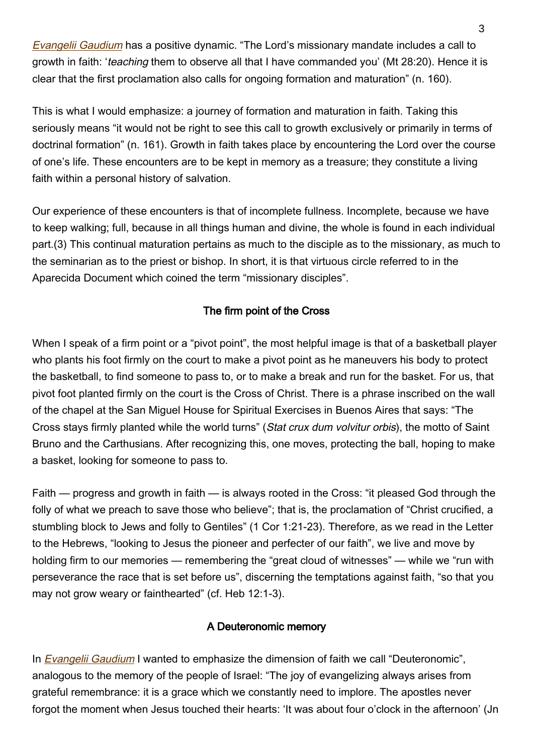*Evangelii Gaudium* has a positive dynamic. “The Lord’s missionary mandate includes a call to growth in faith: ‘*teaching* them to observe all that I have commanded you’ (Mt 28:20). Hence it is clear that the first proclamation also calls for ongoing formation and maturation” (n. 160).

This is what I would emphasize: a journey of formation and maturation in faith. Taking this seriously means “it would not be right to see this call to growth exclusively or primarily in terms of doctrinal formation” (n. 161). Growth in faith takes place by encountering the Lord over the course of one’s life. These encounters are to be kept in memory as a treasure; they constitute a living faith within a personal history of salvation.

Our experience of these encounters is that of incomplete fullness. Incomplete, because we have to keep walking; full, because in all things human and divine, the whole is found in each individual part.(3) This continual maturation pertains as much to the disciple as to the missionary, as much to the seminarian as to the priest or bishop. In short, it is that virtuous circle referred to in the Aparecida Document which coined the term “missionary disciples”.

### The firm point of the Cross

When I speak of a firm point or a “pivot point”, the most helpful image is that of a basketball player who plants his foot firmly on the court to make a pivot point as he maneuvers his body to protect the basketball, to find someone to pass to, or to make a break and run for the basket. For us, that pivot foot planted firmly on the court is the Cross of Christ. There is a phrase inscribed on the wall of the chapel at the San Miguel House for Spiritual Exercises in Buenos Aires that says: “The Cross stays firmly planted while the world turns” (*Stat crux dum volvitur orbis*), the motto of Saint Bruno and the Carthusians. After recognizing this, one moves, protecting the ball, hoping to make a basket, looking for someone to pass to.

Faith — progress and growth in faith — is always rooted in the Cross: “it pleased God through the folly of what we preach to save those who believe”; that is, the proclamation of “Christ crucified, a stumbling block to Jews and folly to Gentiles” (1 Cor 1:21-23). Therefore, as we read in the Letter to the Hebrews, “looking to Jesus the pioneer and perfecter of our faith”, we live and move by holding firm to our memories — remembering the “great cloud of witnesses” — while we “run with perseverance the race that is set before us”, discerning the temptations against faith, “so that you may not grow weary or fainthearted” (cf. Heb 12:1-3).

### A Deuteronomic memory

In *Evangelii Gaudium* I wanted to emphasize the dimension of faith we call “Deuteronomic”, analogous to the memory of the people of Israel: “The joy of evangelizing always arises from grateful remembrance: it is a grace which we constantly need to implore. The apostles never forgot the moment when Jesus touched their hearts: ‘It was about four o’clock in the afternoon’ (Jn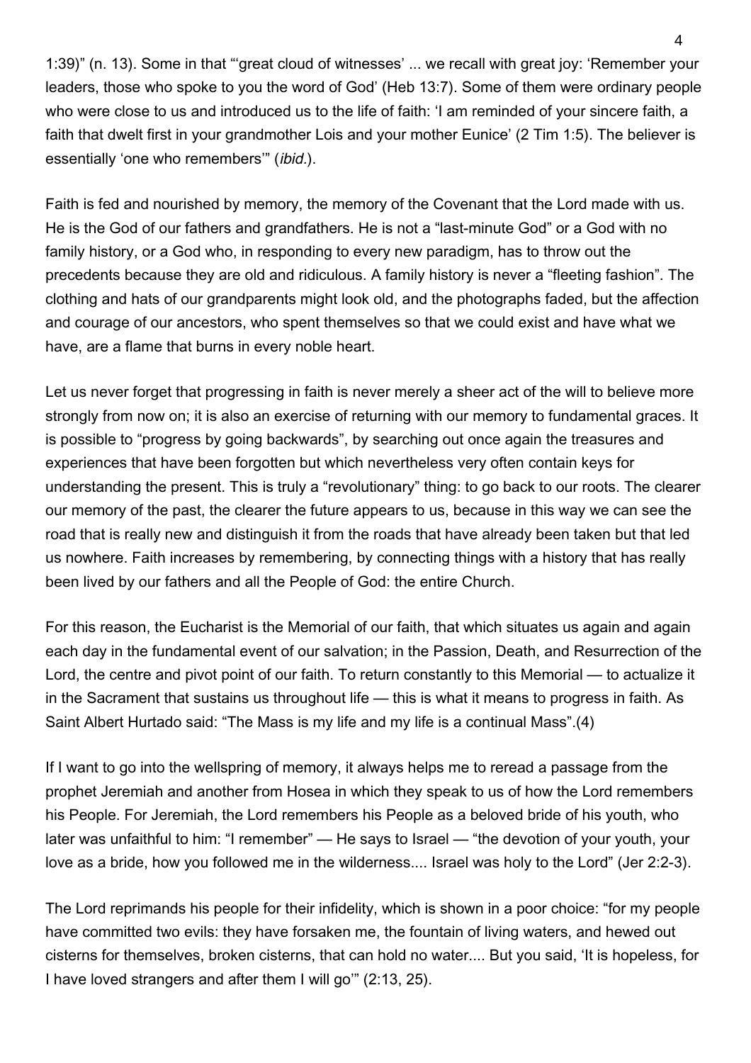1:39)" (n. 13). Some in that "'great cloud of witnesses' ... we recall with great joy: 'Remember your leaders, those who spoke to you the word of God' (Heb 13:7). Some of them were ordinary people who were close to us and introduced us to the life of faith: 'I am reminded of your sincere faith, a faith that dwelt first in your grandmother Lois and your mother Eunice' (2 Tim 1:5). The believer is essentially 'one who remembers'" (*ibid.*).

Faith is fed and nourished by memory, the memory of the Covenant that the Lord made with us. He is the God of our fathers and grandfathers. He is not a "last-minute God" or a God with no family history, or a God who, in responding to every new paradigm, has to throw out the precedents because they are old and ridiculous. A family history is never a "fleeting fashion". The clothing and hats of our grandparents might look old, and the photographs faded, but the affection and courage of our ancestors, who spent themselves so that we could exist and have what we have, are a flame that burns in every noble heart.

Let us never forget that progressing in faith is never merely a sheer act of the will to believe more strongly from now on; it is also an exercise of returning with our memory to fundamental graces. It is possible to "progress by going backwards", by searching out once again the treasures and experiences that have been forgotten but which nevertheless very often contain keys for understanding the present. This is truly a "revolutionary" thing: to go back to our roots. The clearer our memory of the past, the clearer the future appears to us, because in this way we can see the road that is really new and distinguish it from the roads that have already been taken but that led us nowhere. Faith increases by remembering, by connecting things with a history that has really been lived by our fathers and all the People of God: the entire Church.

For this reason, the Eucharist is the Memorial of our faith, that which situates us again and again each day in the fundamental event of our salvation; in the Passion, Death, and Resurrection of the Lord, the centre and pivot point of our faith. To return constantly to this Memorial — to actualize it in the Sacrament that sustains us throughout life — this is what it means to progress in faith. As Saint Albert Hurtado said: "The Mass is my life and my life is a continual Mass".(4)

If I want to go into the wellspring of memory, it always helps me to reread a passage from the prophet Jeremiah and another from Hosea in which they speak to us of how the Lord remembers his People. For Jeremiah, the Lord remembers his People as a beloved bride of his youth, who later was unfaithful to him: "I remember" — He says to Israel — "the devotion of your youth, your love as a bride, how you followed me in the wilderness.... Israel was holy to the Lord" (Jer 2:2-3).

The Lord reprimands his people for their infidelity, which is shown in a poor choice: "for my people have committed two evils: they have forsaken me, the fountain of living waters, and hewed out cisterns for themselves, broken cisterns, that can hold no water.... But you said, 'It is hopeless, for I have loved strangers and after them I will go'" (2:13, 25).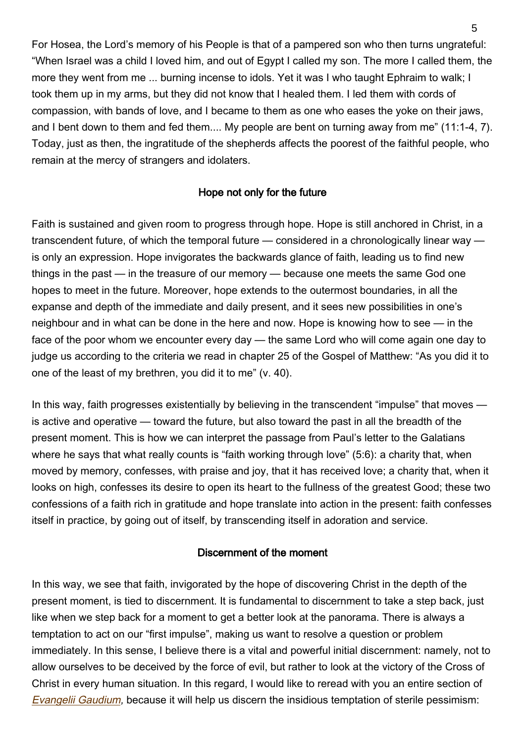For Hosea, the Lord's memory of his People is that of a pampered son who then turns ungrateful: "When Israel was a child I loved him, and out of Egypt I called my son. The more I called them, the more they went from me ... burning incense to idols. Yet it was I who taught Ephraim to walk; I took them up in my arms, but they did not know that I healed them. I led them with cords of compassion, with bands of love, and I became to them as one who eases the yoke on their jaws, and I bent down to them and fed them.... My people are bent on turning away from me" (11:1-4, 7). Today, just as then, the ingratitude of the shepherds affects the poorest of the faithful people, who remain at the mercy of strangers and idolaters.

## Hope not only for the future

Faith is sustained and given room to progress through hope. Hope is still anchored in Christ, in a transcendent future, of which the temporal future — considered in a chronologically linear way — is only an expression. Hope invigorates the backwards glance of faith, leading us to find new things in the past — in the treasure of our memory — because one meets the same God one hopes to meet in the future. Moreover, hope extends to the outermost boundaries, in all the expanse and depth of the immediate and daily present, and it sees new possibilities in one's neighbour and in what can be done in the here and now. Hope is knowing how to see — in the face of the poor whom we encounter every day — the same Lord who will come again one day to judge us according to the criteria we read in chapter 25 of the Gospel of Matthew: "As you did it to one of the least of my brethren, you did it to me" (v. 40).

In this way, faith progresses existentially by believing in the transcendent "impulse" that moves — is active and operative — toward the future, but also toward the past in all the breadth of the present moment. This is how we can interpret the passage from Paul's letter to the Galatians where he says that what really counts is "faith working through love" (5:6): a charity that, when moved by memory, confesses, with praise and joy, that it has received love; a charity that, when it looks on high, confesses its desire to open its heart to the fullness of the greatest Good; these two confessions of a faith rich in gratitude and hope translate into action in the present: faith confesses itself in practice, by going out of itself, by transcending itself in adoration and service.

## Discernment of the moment

In this way, we see that faith, invigorated by the hope of discovering Christ in the depth of the present moment, is tied to discernment. It is fundamental to discernment to take a step back, just like when we step back for a moment to get a better look at the panorama. There is always a temptation to act on our "first impulse", making us want to resolve a question or problem immediately. In this sense, I believe there is a vital and powerful initial discernment: namely, not to allow ourselves to be deceived by the force of evil, but rather to look at the victory of the Cross of Christ in every human situation. In this regard, I would like to reread with you an entire section of *Evangelii Gaudium*, because it will help us discern the insidious temptation of sterile pessimism: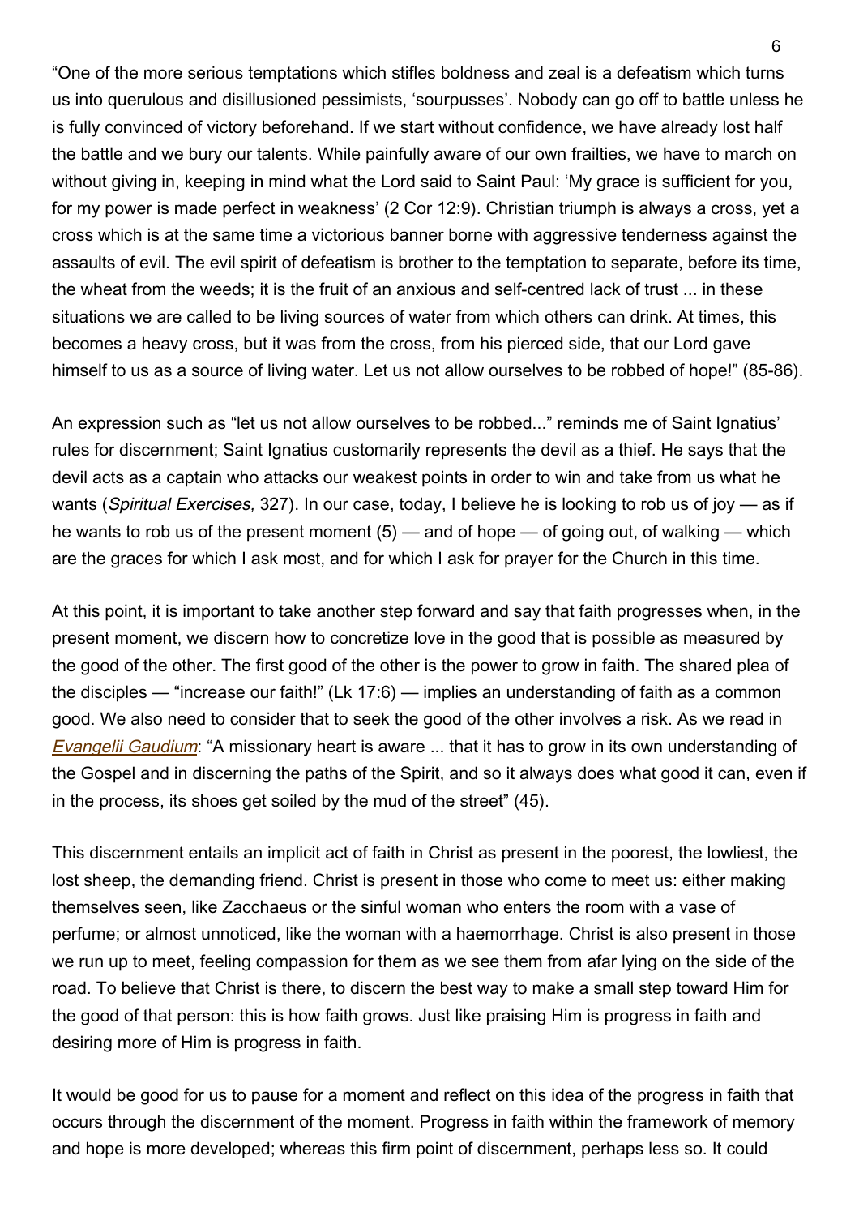"One of the more serious temptations which stifles boldness and zeal is a defeatism which turns us into querulous and disillusioned pessimists, 'sourpusses'. Nobody can go off to battle unless he is fully convinced of victory beforehand. If we start without confidence, we have already lost half the battle and we bury our talents. While painfully aware of our own frailties, we have to march on without giving in, keeping in mind what the Lord said to Saint Paul: 'My grace is sufficient for you, for my power is made perfect in weakness' (2 Cor 12:9). Christian triumph is always a cross, yet a cross which is at the same time a victorious banner borne with aggressive tenderness against the assaults of evil. The evil spirit of defeatism is brother to the temptation to separate, before its time, the wheat from the weeds; it is the fruit of an anxious and self-centred lack of trust ... in these situations we are called to be living sources of water from which others can drink. At times, this becomes a heavy cross, but it was from the cross, from his pierced side, that our Lord gave himself to us as a source of living water. Let us not allow ourselves to be robbed of hope!" (85-86).

An expression such as "let us not allow ourselves to be robbed..." reminds me of Saint Ignatius' rules for discernment; Saint Ignatius customarily represents the devil as a thief. He says that the devil acts as a captain who attacks our weakest points in order to win and take from us what he wants (*Spiritual Exercises,* 327). In our case, today, I believe he is looking to rob us of joy — as if he wants to rob us of the present moment (5) — and of hope — of going out, of walking — which are the graces for which I ask most, and for which I ask for prayer for the Church in this time.

At this point, it is important to take another step forward and say that faith progresses when, in the present moment, we discern how to concretize love in the good that is possible as measured by the good of the other. The first good of the other is the power to grow in faith. The shared plea of the disciples — "increase our faith!" (Lk 17:6) — implies an understanding of faith as a common good. We also need to consider that to seek the good of the other involves a risk. As we read in *Evangelii Gaudium*: "A missionary heart is aware ... that it has to grow in its own understanding of the Gospel and in discerning the paths of the Spirit, and so it always does what good it can, even if in the process, its shoes get soiled by the mud of the street" (45).

This discernment entails an implicit act of faith in Christ as present in the poorest, the lowliest, the lost sheep, the demanding friend. Christ is present in those who come to meet us: either making themselves seen, like Zacchaeus or the sinful woman who enters the room with a vase of perfume; or almost unnoticed, like the woman with a haemorrhage. Christ is also present in those we run up to meet, feeling compassion for them as we see them from afar lying on the side of the road. To believe that Christ is there, to discern the best way to make a small step toward Him for the good of that person: this is how faith grows. Just like praising Him is progress in faith and desiring more of Him is progress in faith.

It would be good for us to pause for a moment and reflect on this idea of the progress in faith that occurs through the discernment of the moment. Progress in faith within the framework of memory and hope is more developed; whereas this firm point of discernment, perhaps less so. It could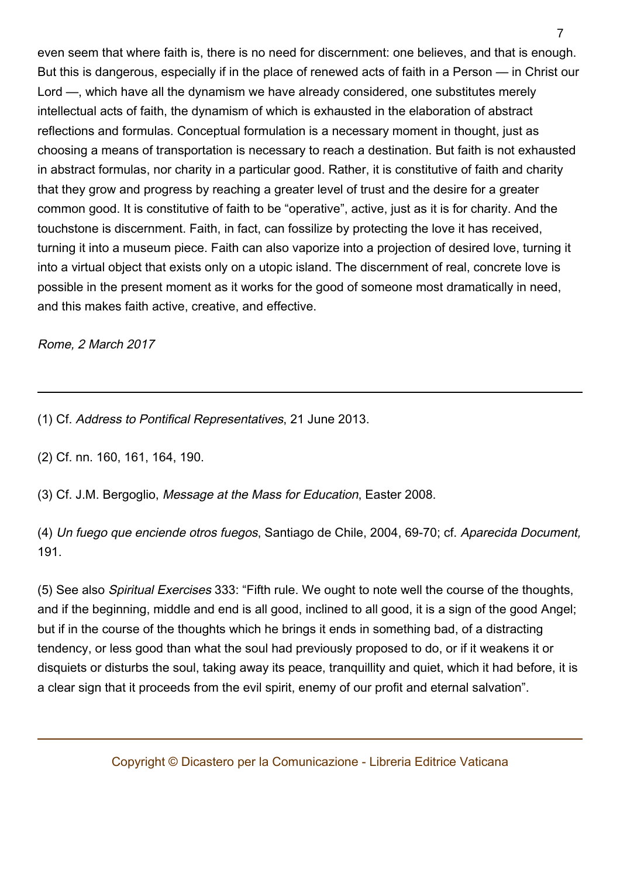even seem that where faith is, there is no need for discernment: one believes, and that is enough. But this is dangerous, especially if in the place of renewed acts of faith in a Person — in Christ our Lord —, which have all the dynamism we have already considered, one substitutes merely intellectual acts of faith, the dynamism of which is exhausted in the elaboration of abstract reflections and formulas. Conceptual formulation is a necessary moment in thought, just as choosing a means of transportation is necessary to reach a destination. But faith is not exhausted in abstract formulas, nor charity in a particular good. Rather, it is constitutive of faith and charity that they grow and progress by reaching a greater level of trust and the desire for a greater common good. It is constitutive of faith to be "operative", active, just as it is for charity. And the touchstone is discernment. Faith, in fact, can fossilize by protecting the love it has received, turning it into a museum piece. Faith can also vaporize into a projection of desired love, turning it into a virtual object that exists only on a utopic island. The discernment of real, concrete love is possible in the present moment as it works for the good of someone most dramatically in need, and this makes faith active, creative, and effective.

*Rome, 2 March 2017*

---

(1) Cf. *Address to Pontifical Representatives*, 21 June 2013.

(2) Cf. nn. 160, 161, 164, 190.

(3) Cf. J.M. Bergoglio, *Message at the Mass for Education*, Easter 2008.

(4) *Un fuego que enciende otros fuegos*, Santiago de Chile, 2004, 69-70; cf. *Aparecida Document,* 191.

(5) See also *Spiritual Exercises* 333: "Fifth rule. We ought to note well the course of the thoughts, and if the beginning, middle and end is all good, inclined to all good, it is a sign of the good Angel; but if in the course of the thoughts which he brings it ends in something bad, of a distracting tendency, or less good than what the soul had previously proposed to do, or if it weakens it or disquiets or disturbs the soul, taking away its peace, tranquillity and quiet, which it had before, it is a clear sign that it proceeds from the evil spirit, enemy of our profit and eternal salvation".

Copyright © Dicastero per la Comunicazione - Libreria Editrice Vaticana